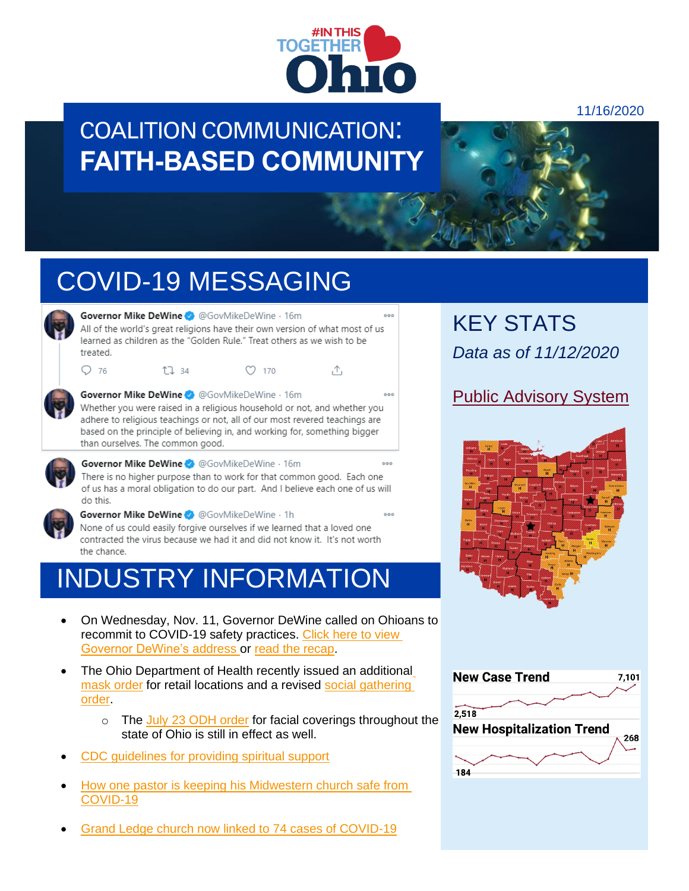#INTHIS TOGETHER Ohio

11/16/2020

# COALITION COMMUNICATION: FAITH-BASED COMMUNITY

## COVID-19 MESSAGING

**Governor Mike DeWine** @GovMikeDeWine · 16m
All of the world's great religions have their own version of what most of us learned as children as the "Golden Rule." Treat others as we wish to be treated.

76 34 170

**Governor Mike DeWine** @GovMikeDeWine · 16m
Whether you were raised in a religious household or not, and whether you adhere to religious teachings or not, all of our most revered teachings are based on the principle of believing in, and working for, something bigger than ourselves. The common good.

**Governor Mike DeWine** @GovMikeDeWine · 16m
There is no higher purpose than to work for that common good. Each one of us has a moral obligation to do our part. And I believe each one of us will do this.

**Governor Mike DeWine** @GovMikeDeWine · 1h
None of us could easily forgive ourselves if we learned that a loved one contracted the virus because we had it and did not know it. It's not worth the chance.

## INDUSTRY INFORMATION

- On Wednesday, Nov. 11, Governor DeWine called on Ohioans to recommit to COVID-19 safety practices. Click here to view Governor DeWine's address or read the recap.
- The Ohio Department of Health recently issued an additional mask order for retail locations and a revised social gathering order.
  - The July 23 ODH order for facial coverings throughout the state of Ohio is still in effect as well.
- CDC guidelines for providing spiritual support
- How one pastor is keeping his Midwestern church safe from COVID-19
- Grand Ledge church now linked to 74 cases of COVID-19

## KEY STATS

*Data as of 11/12/2020*

Public Advisory System

**New Case Trend** 2,518 – 7,101

**New Hospitalization Trend** 184 – 268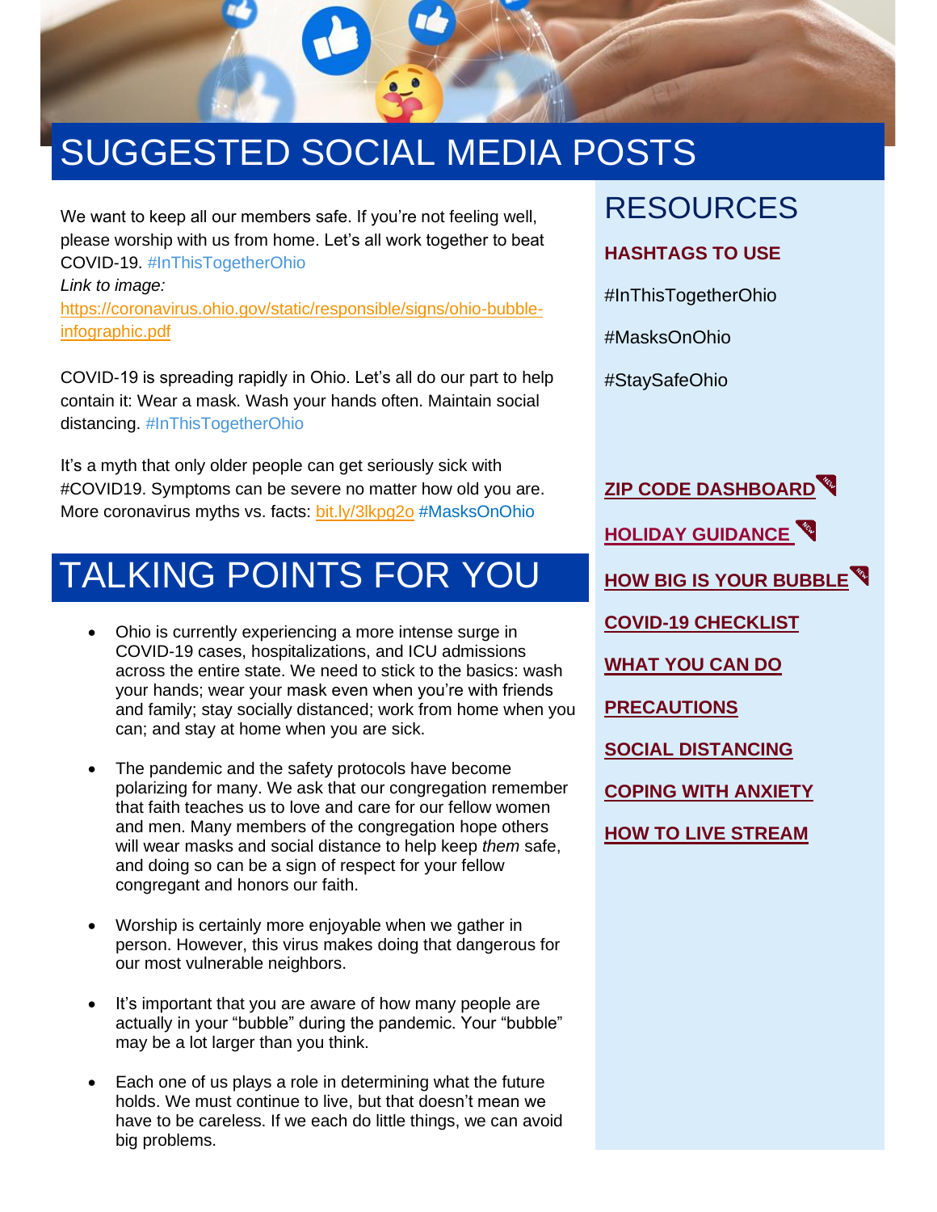# SUGGESTED SOCIAL MEDIA POSTS

We want to keep all our members safe. If you're not feeling well, please worship with us from home. Let's all work together to beat COVID-19. #InThisTogetherOhio
*Link to image:*
https://coronavirus.ohio.gov/static/responsible/signs/ohio-bubble-infographic.pdf

COVID-19 is spreading rapidly in Ohio. Let's all do our part to help contain it: Wear a mask. Wash your hands often. Maintain social distancing. #InThisTogetherOhio

It's a myth that only older people can get seriously sick with #COVID19. Symptoms can be severe no matter how old you are. More coronavirus myths vs. facts: bit.ly/3lkpg2o #MasksOnOhio

# TALKING POINTS FOR YOU

- Ohio is currently experiencing a more intense surge in COVID-19 cases, hospitalizations, and ICU admissions across the entire state. We need to stick to the basics: wash your hands; wear your mask even when you're with friends and family; stay socially distanced; work from home when you can; and stay at home when you are sick.
- The pandemic and the safety protocols have become polarizing for many. We ask that our congregation remember that faith teaches us to love and care for our fellow women and men. Many members of the congregation hope others will wear masks and social distance to help keep *them* safe, and doing so can be a sign of respect for your fellow congregant and honors our faith.
- Worship is certainly more enjoyable when we gather in person. However, this virus makes doing that dangerous for our most vulnerable neighbors.
- It's important that you are aware of how many people are actually in your "bubble" during the pandemic. Your "bubble" may be a lot larger than you think.
- Each one of us plays a role in determining what the future holds. We must continue to live, but that doesn't mean we have to be careless. If we each do little things, we can avoid big problems.

# RESOURCES

**HASHTAGS TO USE**

#InThisTogetherOhio

#MasksOnOhio

#StaySafeOhio

**ZIP CODE DASHBOARD** (NEW)

**HOLIDAY GUIDANCE** (NEW)

**HOW BIG IS YOUR BUBBLE** (NEW)

**COVID-19 CHECKLIST**

**WHAT YOU CAN DO**

**PRECAUTIONS**

**SOCIAL DISTANCING**

**COPING WITH ANXIETY**

**HOW TO LIVE STREAM**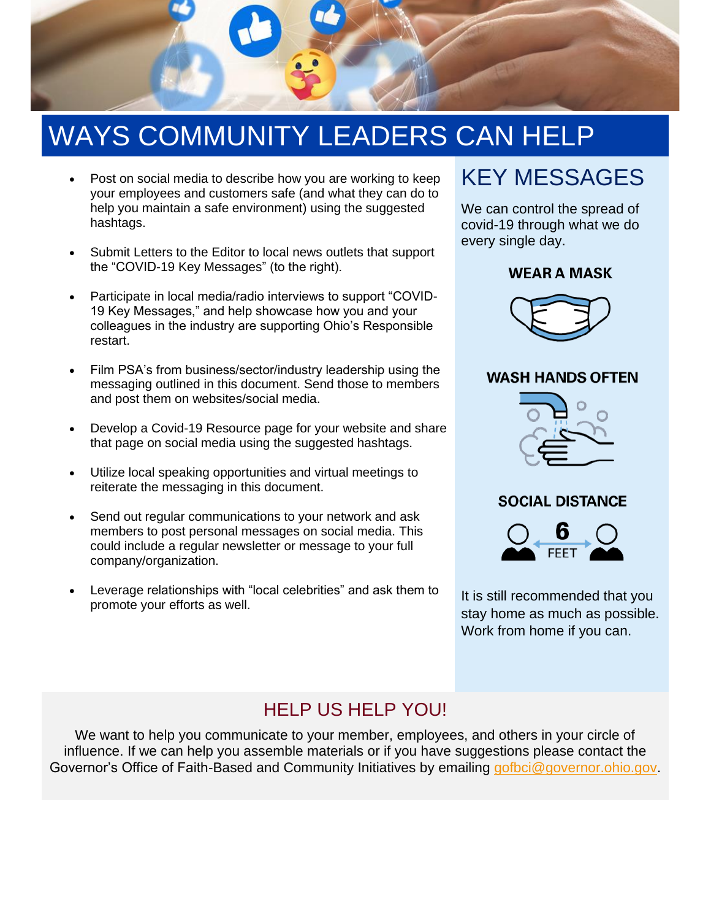# WAYS COMMUNITY LEADERS CAN HELP

- Post on social media to describe how you are working to keep your employees and customers safe (and what they can do to help you maintain a safe environment) using the suggested hashtags.
- Submit Letters to the Editor to local news outlets that support the "COVID-19 Key Messages" (to the right).
- Participate in local media/radio interviews to support "COVID-19 Key Messages," and help showcase how you and your colleagues in the industry are supporting Ohio's Responsible restart.
- Film PSA's from business/sector/industry leadership using the messaging outlined in this document. Send those to members and post them on websites/social media.
- Develop a Covid-19 Resource page for your website and share that page on social media using the suggested hashtags.
- Utilize local speaking opportunities and virtual meetings to reiterate the messaging in this document.
- Send out regular communications to your network and ask members to post personal messages on social media. This could include a regular newsletter or message to your full company/organization.
- Leverage relationships with "local celebrities" and ask them to promote your efforts as well.

## KEY MESSAGES

We can control the spread of covid-19 through what we do every single day.

**WEAR A MASK**

**WASH HANDS OFTEN**

**SOCIAL DISTANCE**

6
FEET

It is still recommended that you stay home as much as possible. Work from home if you can.

## HELP US HELP YOU!

We want to help you communicate to your member, employees, and others in your circle of influence. If we can help you assemble materials or if you have suggestions please contact the Governor's Office of Faith-Based and Community Initiatives by emailing gofbci@governor.ohio.gov.